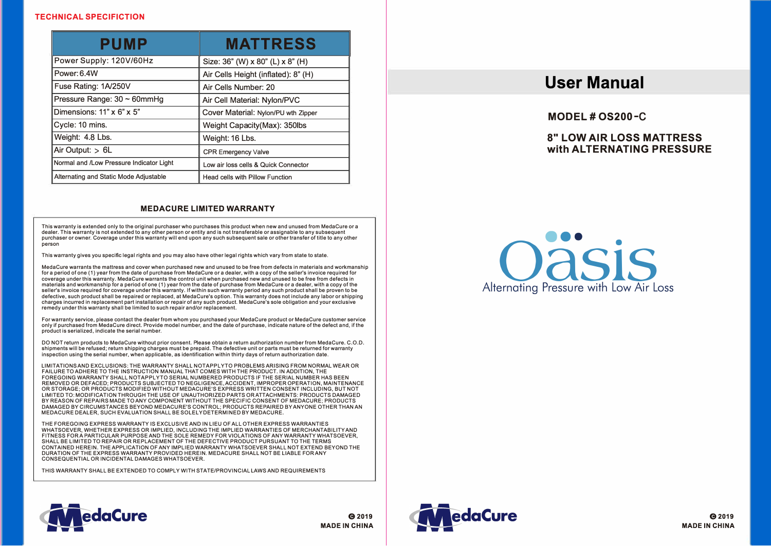## TECHNICAL SPECIFICTION

| PUMP | MATTRESS |
|---|---|
| Power Supply: 120V/60Hz | Size: 36" (W) x 80" (L) x 8" (H) |
| Power: 6.4W | Air Cells Height (inflated): 8" (H) |
| Fuse Rating: 1A/250V | Air Cells Number: 20 |
| Pressure Range: 30 ~ 60mmHg | Air Cell Material: Nylon/PVC |
| Dimensions: 11" x 6" x 5" | Cover Material: Nylon/PU with Zipper |
| Cycle: 10 mins. | Weight Capacity(Max): 350lbs |
| Weight: 4.8 Lbs. | Weight: 16 Lbs. |
| Air Output: > 6L | CPR Emergency Valve |
| Normal and /Low Pressure Indicator Light | Low air loss cells & Quick Connector |
| Alternating and Static Mode Adjustable | Head cells with Pillow Function |

## MEDACURE LIMITED WARRANTY

This warranty is extended only to the original purchaser who purchases this product when new and unused from MedaCure or a dealer. This warranty is not extended to any other person or entity and is not transferable or assignable to any subsequent purchaser or owner. Coverage under this warranty will end upon any such subsequent sale or other transfer of title to any other person

This warranty gives you specific legal rights and you may also have other legal rights which vary from state to state.

MedaCure warrants the mattress and cover when purchased new and unused to be free from defects in materials and workmanship for a period of one (1) year from the date of purchase from MedaCure or a dealer, with a copy of the seller's invoice required for coverage under this warranty. MedaCure warrants the control unit when purchased new and unused to be free from defects in materials and workmanship for a period of one (1) year from the date of purchase from MedaCure or a dealer, with a copy of the seller's invoice required for coverage under this warranty. If within such warranty period any such product shall be proven to be defective, such product shall be repaired or replaced, at MedaCure's option. This warranty does not include any labor or shipping charges incurred in replacement part installation or repair of any such product. MedaCure's sole obligation and your exclusive remedy under this warranty shall be limited to such repair and/or replacement.

For warranty service, please contact the dealer from whom you purchased your MedaCure product or MedaCure customer service only if purchased from MedaCure direct. Provide model number, and the date of purchase, indicate nature of the defect and, if the product is serialized, indicate the serial number.

DO NOT return products to MedaCure without prior consent. Please obtain a return authorization number from MedaCure. C.O.D. shipments will be refused; return shipping charges must be prepaid. The defective unit or parts must be returned for warranty inspection using the serial number, when applicable, as identification within thirty days of return authorization date.

LIMITATIONS AND EXCLUSIONS: THE WARRANTY SHALL NOTAPPLYTO PROBLEMS ARISING FROM NORMAL WEAR OR FAILURE TO ADHERE TO THE INSTRUCTION MANUAL THAT COMES WITH THE PRODUCT. IN ADDITION, THE FOREGOING WARRANTY SHALL NOTAPPLYTO SERIAL NUMBERED PRODUCTS IF THE SERIAL NUMBER HAS BEEN REMOVED OR DEFACED; PRODUCTS SUBJECTED TO NEGLIGENCE, ACCIDENT, IMPROPER OPERATION, MAINTENANCE OR STORAGE; OR PRODUCTS MODIFIED WITHOUT MEDACURE'S EXPRESS WRITTEN CONSENT INCLUDING, BUT NOT LIMITED TO: MODIFICATION THROUGH THE USE OF UNAUTHORIZED PARTS OR ATTACHMENTS: PRODUCTS DAMAGED BY REASON OF REPAIRS MADE TO ANY COMPONENT WITHOUT THE SPECIFIC CONSENT OF MEDACURE; PRODUCTS DAMAGED BY CIRCUMSTANCES BEYOND MEDACURE'S CONTROL; PRODUCTS REPAIRED BY ANYONE OTHER THAN AN MEDACURE DEALER, SUCH EVALUATION SHALL BE SOLELY DETERMINED BY MEDACURE.

THE FOREGOING EXPRESS WARRANTY IS EXCLUSIVE AND IN LIEU OF ALL OTHER EXPRESS WARRANTIES WHATSOEVER, WHETHER EXPRESS OR IMPLIED, INCLUDING THE IMPLIED WARRANTIES OF MERCHANTABILITY AND FITNESS FOR A PARTICULAR PURPOSE AND THE SOLE REMEDY FOR VIOLATIONS OF ANY WARRANTY WHATSOEVER, SHALL BE LIMITED TO REPAIR OR REPLACEMENT OF THE DEFECTIVE PRODUCT PURSUANT TO THE TERMS CONTAINED HEREIN. THE APPLICATION OF ANY IMPLIED WARRANTY WHATSOEVER SHALL NOT EXTEND BEYOND THE DURATION OF THE EXPRESS WARRANTY PROVIDED HEREIN. MEDACURE SHALL NOT BE LIABLE FOR ANY CONSEQUENTIAL OR INCIDENTAL DAMAGES WHATSOEVER.

THIS WARRANTY SHALL BE EXTENDED TO COMPLY WITH STATE/PROVINCIAL LAWS AND REQUIREMENTS

MedaCure

© 2019
MADE IN CHINA

# User Manual

**MODEL # OS200-C**

**8" LOW AIR LOSS MATTRESS with ALTERNATING PRESSURE**

Oasis

Alternating Pressure with Low Air Loss

MedaCure

© 2019
MADE IN CHINA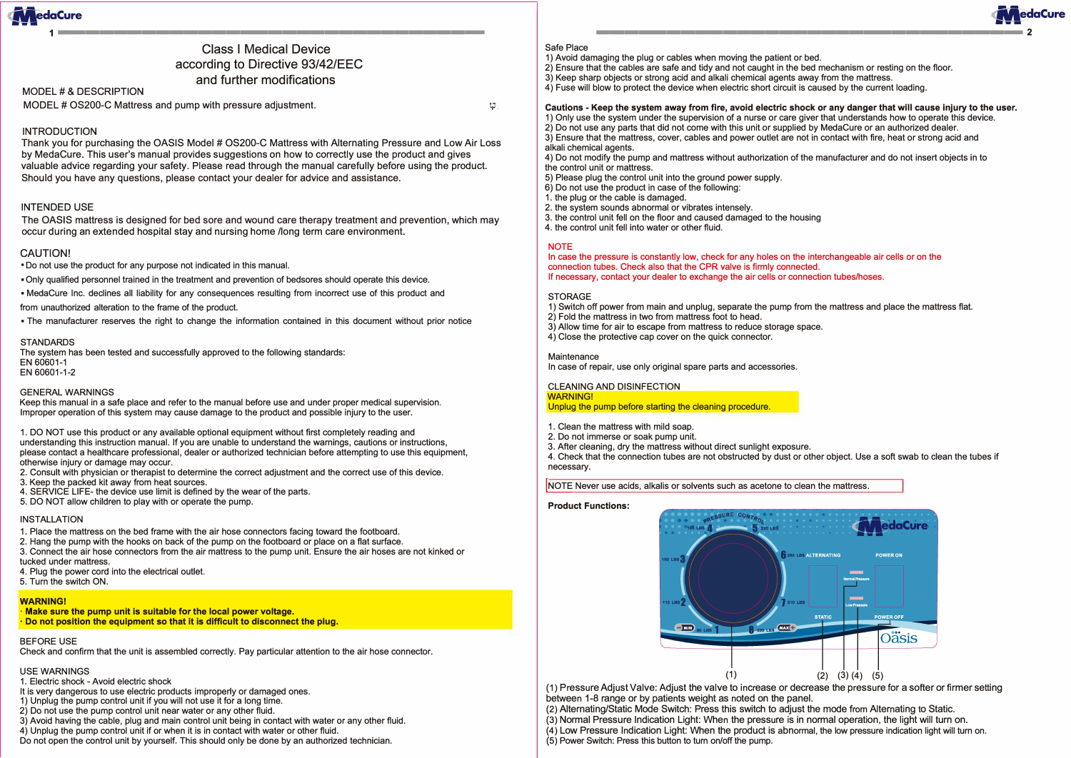# Class I Medical Device
## according to Directive 93/42/EEC
## and further modifications

MODEL # & DESCRIPTION

MODEL # OS200-C Mattress and pump with pressure adjustment.

## INTRODUCTION

Thank you for purchasing the OASIS Model # OS200-C Mattress with Alternating Pressure and Low Air Loss by MedaCure. This user's manual provides suggestions on how to correctly use the product and gives valuable advice regarding your safety. Please read through the manual carefully before using the product. Should you have any questions, please contact your dealer for advice and assistance.

## INTENDED USE

The OASIS mattress is designed for bed sore and wound care therapy treatment and prevention, which may occur during an extended hospital stay and nursing home /long term care environment.

## CAUTION!

- Do not use the product for any purpose not indicated in this manual.
- Only qualified personnel trained in the treatment and prevention of bedsores should operate this device.
- MedaCure Inc. declines all liability for any consequences resulting from incorrect use of this product and from unauthorized alteration to the frame of the product.
- The manufacturer reserves the right to change the information contained in this document without prior notice

## STANDARDS

The system has been tested and successfully approved to the following standards:
EN 60601-1
EN 60601-1-2

## GENERAL WARNINGS

Keep this manual in a safe place and refer to the manual before use and under proper medical supervision.
Improper operation of this system may cause damage to the product and possible injury to the user.

1. DO NOT use this product or any available optional equipment without first completely reading and understanding this instruction manual. If you are unable to understand the warnings, cautions or instructions, please contact a healthcare professional, dealer or authorized technician before attempting to use this equipment, otherwise injury or damage may occur.
2. Consult with physician or therapist to determine the correct adjustment and the correct use of this device.
3. Keep the packed kit away from heat sources.
4. SERVICE LIFE- the device use limit is defined by the wear of the parts.
5. DO NOT allow children to play with or operate the pump.

## INSTALLATION

1. Place the mattress on the bed frame with the air hose connectors facing toward the footboard.
2. Hang the pump with the hooks on back of the pump on the footboard or place on a flat surface.
3. Connect the air hose connectors from the air mattress to the pump unit. Ensure the air hoses are not kinked or tucked under mattress.
4. Plug the power cord into the electrical outlet.
5. Turn the switch ON.

**WARNING!**
**· Make sure the pump unit is suitable for the local power voltage.**
**· Do not position the equipment so that it is difficult to disconnect the plug.**

## BEFORE USE

Check and confirm that the unit is assembled correctly. Pay particular attention to the air hose connector.

## USE WARNINGS

1. Electric shock - Avoid electric shock
It is very dangerous to use electric products improperly or damaged ones.
1) Unplug the pump control unit if you will not use it for a long time.
2) Do not use the pump control unit near water or any other fluid.
3) Avoid having the cable, plug and main control unit being in contact with water or any other fluid.
4) Unplug the pump control unit if or when it is in contact with water or other fluid.
Do not open the control unit by yourself. This should only be done by an authorized technician.

Safe Place
1) Avoid damaging the plug or cables when moving the patient or bed.
2) Ensure that the cables are safe and tidy and not caught in the bed mechanism or resting on the floor.
3) Keep sharp objects or strong acid and alkali chemical agents away from the mattress.
4) Fuse will blow to protect the device when electric short circuit is caused by the current loading.

**Cautions - Keep the system away from fire, avoid electric shock or any danger that will cause injury to the user.**
1) Only use the system under the supervision of a nurse or care giver that understands how to operate this device.
2) Do not use any parts that did not come with this unit or supplied by MedaCure or an authorized dealer.
3) Ensure that the mattress, cover, cables and power outlet are not in contact with fire, heat or strong acid and alkali chemical agents.
4) Do not modify the pump and mattress without authorization of the manufacturer and do not insert objects in to the control unit or mattress.
5) Please plug the control unit into the ground power supply.
6) Do not use the product in case of the following:
1. the plug or the cable is damaged.
2. the system sounds abnormal or vibrates intensely.
3. the control unit fell on the floor and caused damaged to the housing
4. the control unit fell into water or other fluid.

NOTE
In case the pressure is constantly low, check for any holes on the interchangeable air cells or on the connection tubes. Check also that the CPR valve is firmly connected.
If necessary, contact your dealer to exchange the air cells or connection tubes/hoses.

## STORAGE

1) Switch off power from main and unplug, separate the pump from the mattress and place the mattress flat.
2) Fold the mattress in two from mattress foot to head.
3) Allow time for air to escape from mattress to reduce storage space.
4) Close the protective cap cover on the quick connector.

## Maintenance

In case of repair, use only original spare parts and accessories.

## CLEANING AND DISINFECTION

WARNING!
Unplug the pump before starting the cleaning procedure.

1. Clean the mattress with mild soap.
2. Do not immerse or soak pump unit.
3. After cleaning, dry the mattress without direct sunlight exposure.
4. Check that the connection tubes are not obstructed by dust or other object. Use a soft swab to clean the tubes if necessary.

NOTE Never use acids, alkalis or solvents such as acetone to clean the mattress.

**Product Functions:**

PRESSURE CONTROL
MIN 1 60 LBS · 2 115 LBS · 3 150 LBS · 4 195 LBS · 5 225 LBS · 6 265 LBS · 7 310 LBS · 8 350 LBS MAX
MedaCure
ALTERNATING · POWER ON
Normal Pressure · Low Pressure
STATIC · POWER OFF
Oasis
(1) (2) (3) (4) (5)

(1) Pressure Adjust Valve: Adjust the valve to increase or decrease the pressure for a softer or firmer setting between 1-8 range or by patients weight as noted on the panel.
(2) Alternating/Static Mode Switch: Press this switch to adjust the mode from Alternating to Static.
(3) Normal Pressure Indication Light: When the pressure is in normal operation, the light will turn on.
(4) Low Pressure Indication Light: When the product is abnormal, the low pressure indication light will turn on.
(5) Power Switch: Press this button to turn on/off the pump.